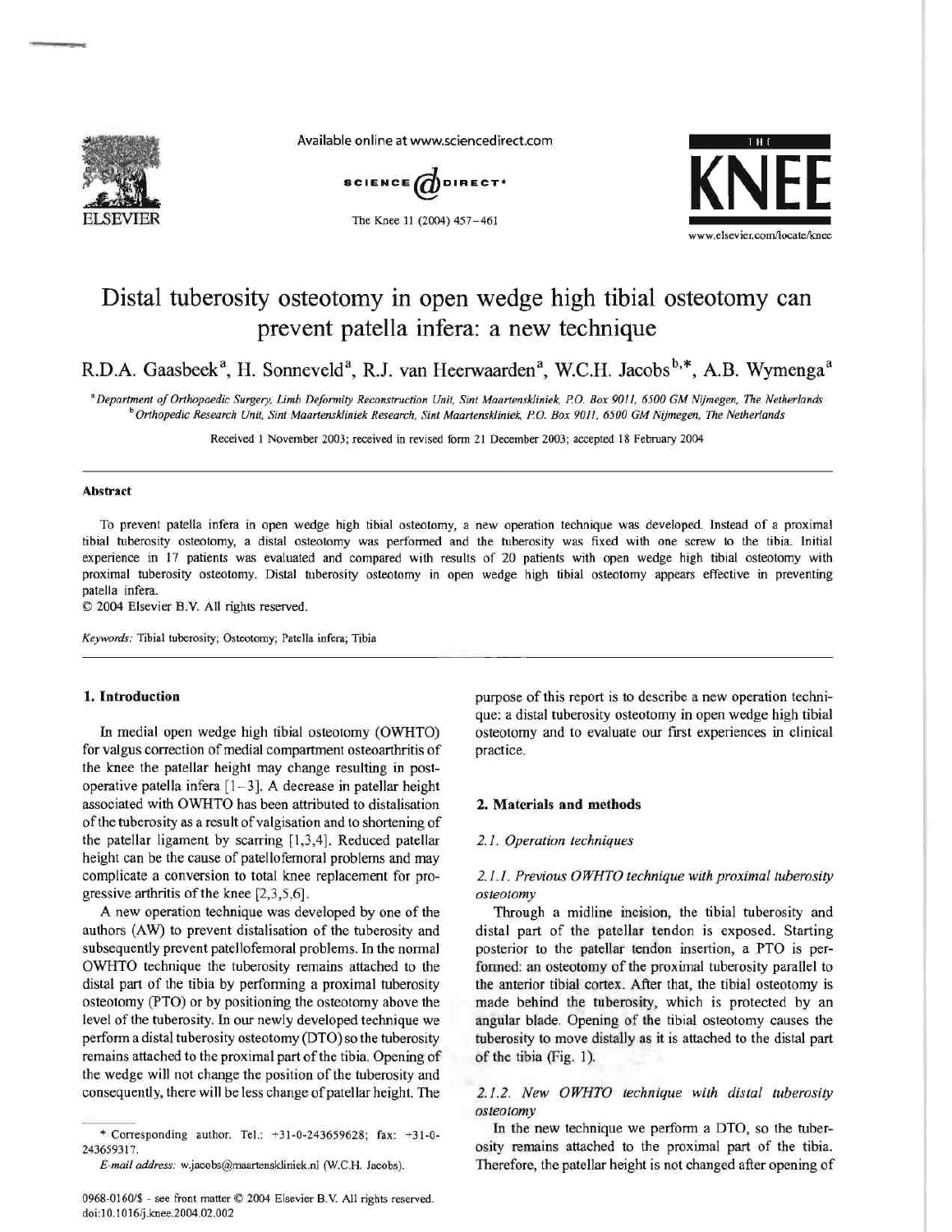# Distal tuberosity osteotomy in open wedge high tibial osteotomy can prevent patella infera: a new technique

R.D.A. Gaasbeek[a], H. Sonneveld[a], R.J. van Heerwaarden[a], W.C.H. Jacobs[b,*], A.B. Wymenga[a]

[a] Department of Orthopaedic Surgery, Limb Deformity Reconstruction Unit, Sint Maartenskliniek, P.O. Box 9011, 6500 GM Nijmegen, The Netherlands
[b] Orthopedic Research Unit, Sint Maartenskliniek Research, Sint Maartenskliniek, P.O. Box 9011, 6500 GM Nijmegen, The Netherlands

Received 1 November 2003; received in revised form 21 December 2003; accepted 18 February 2004

## Abstract

To prevent patella infera in open wedge high tibial osteotomy, a new operation technique was developed. Instead of a proximal tibial tuberosity osteotomy, a distal osteotomy was performed and the tuberosity was fixed with one screw to the tibia. Initial experience in 17 patients was evaluated and compared with results of 20 patients with open wedge high tibial osteotomy with proximal tuberosity osteotomy. Distal tuberosity osteotomy in open wedge high tibial osteotomy appears effective in preventing patella infera.

© 2004 Elsevier B.V. All rights reserved.

*Keywords:* Tibial tuberosity; Osteotomy; Patella infera; Tibia

## 1. Introduction

In medial open wedge high tibial osteotomy (OWHTO) for valgus correction of medial compartment osteoarthritis of the knee the patellar height may change resulting in postoperative patella infera [1–3]. A decrease in patellar height associated with OWHTO has been attributed to distalisation of the tuberosity as a result of valgisation and to shortening of the patellar ligament by scarring [1,3,4]. Reduced patellar height can be the cause of patellofemoral problems and may complicate a conversion to total knee replacement for progressive arthritis of the knee [2,3,5,6].

A new operation technique was developed by one of the authors (AW) to prevent distalisation of the tuberosity and subsequently prevent patellofemoral problems. In the normal OWHTO technique the tuberosity remains attached to the distal part of the tibia by performing a proximal tuberosity osteotomy (PTO) or by positioning the osteotomy above the level of the tuberosity. In our newly developed technique we perform a distal tuberosity osteotomy (DTO) so the tuberosity remains attached to the proximal part of the tibia. Opening of the wedge will not change the position of the tuberosity and consequently, there will be less change of patellar height. The purpose of this report is to describe a new operation technique: a distal tuberosity osteotomy in open wedge high tibial osteotomy and to evaluate our first experiences in clinical practice.

## 2. Materials and methods

### 2.1. Operation techniques

#### 2.1.1. Previous OWHTO technique with proximal tuberosity osteotomy

Through a midline incision, the tibial tuberosity and distal part of the patellar tendon is exposed. Starting posterior to the patellar tendon insertion, a PTO is performed: an osteotomy of the proximal tuberosity parallel to the anterior tibial cortex. After that, the tibial osteotomy is made behind the tuberosity, which is protected by an angular blade. Opening of the tibial osteotomy causes the tuberosity to move distally as it is attached to the distal part of the tibia (Fig. 1).

#### 2.1.2. New OWHTO technique with distal tuberosity osteotomy

In the new technique we perform a DTO, so the tuberosity remains attached to the proximal part of the tibia. Therefore, the patellar height is not changed after opening of

* Corresponding author. Tel.: +31-0-243659628; fax: +31-0-243659317.
*E-mail address:* w.jacobs@maartenskliniek.nl (W.C.H. Jacobs).

0968-0160/$ - see front matter © 2004 Elsevier B.V. All rights reserved.
doi:10.1016/j.knee.2004.02.002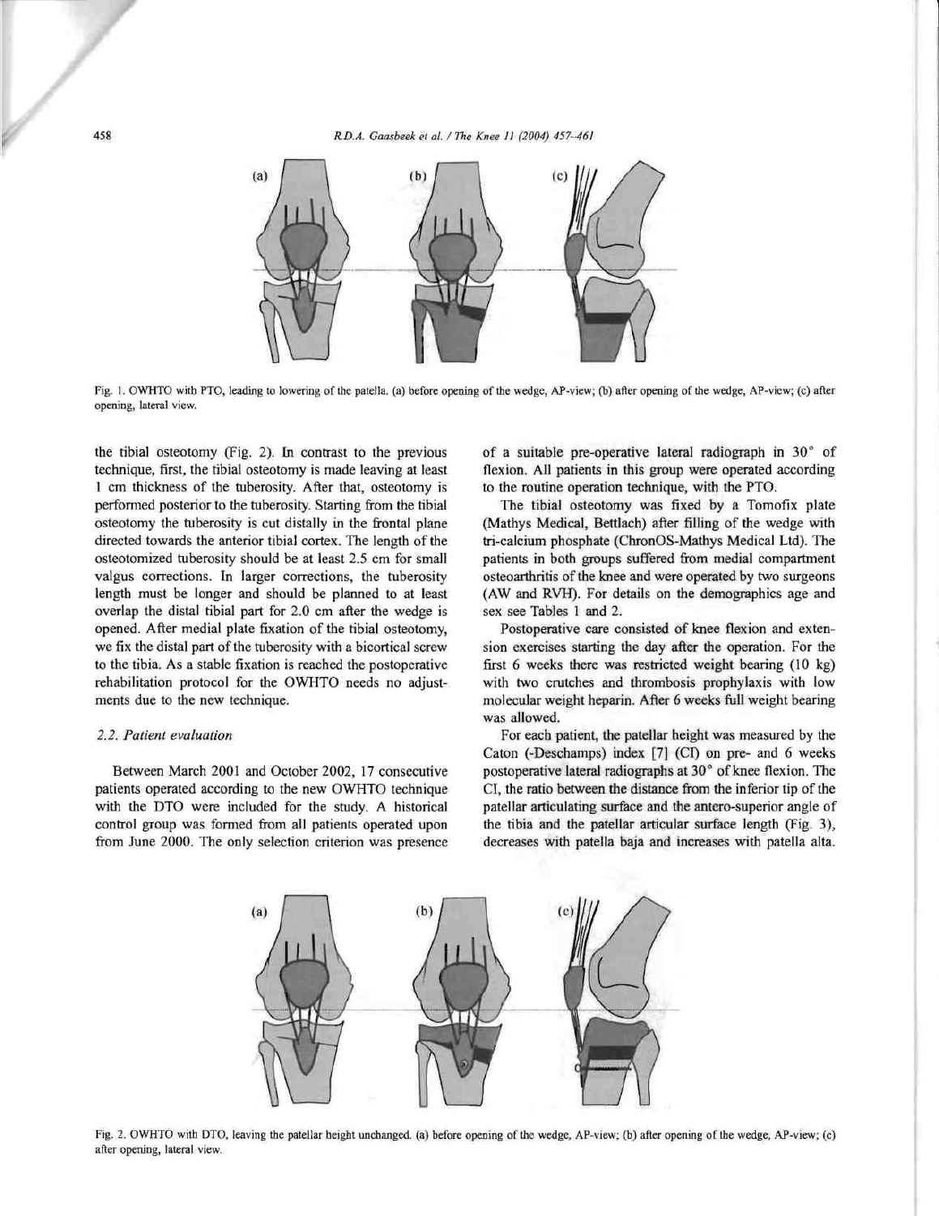Fig. 1. OWHTO with PTO, leading to lowering of the patella. (a) before opening of the wedge, AP-view; (b) after opening of the wedge, AP-view; (c) after opening, lateral view.

the tibial osteotomy (Fig. 2). In contrast to the previous technique, first, the tibial osteotomy is made leaving at least 1 cm thickness of the tuberosity. After that, osteotomy is performed posterior to the tuberosity. Starting from the tibial osteotomy the tuberosity is cut distally in the frontal plane directed towards the anterior tibial cortex. The length of the osteotomized tuberosity should be at least 2.5 cm for small valgus corrections. In larger corrections, the tuberosity length must be longer and should be planned to at least overlap the distal tibial part for 2.0 cm after the wedge is opened. After medial plate fixation of the tibial osteotomy, we fix the distal part of the tuberosity with a bicortical screw to the tibia. As a stable fixation is reached the postoperative rehabilitation protocol for the OWHTO needs no adjustments due to the new technique.

### 2.2. Patient evaluation

Between March 2001 and October 2002, 17 consecutive patients operated according to the new OWHTO technique with the DTO were included for the study. A historical control group was formed from all patients operated upon from June 2000. The only selection criterion was presence of a suitable pre-operative lateral radiograph in 30° of flexion. All patients in this group were operated according to the routine operation technique, with the PTO.

The tibial osteotomy was fixed by a Tomofix plate (Mathys Medical, Bettlach) after filling of the wedge with tri-calcium phosphate (ChronOS-Mathys Medical Ltd). The patients in both groups suffered from medial compartment osteoarthritis of the knee and were operated by two surgeons (AW and RVH). For details on the demographics age and sex see Tables 1 and 2.

Postoperative care consisted of knee flexion and extension exercises starting the day after the operation. For the first 6 weeks there was restricted weight bearing (10 kg) with two crutches and thrombosis prophylaxis with low molecular weight heparin. After 6 weeks full weight bearing was allowed.

For each patient, the patellar height was measured by the Caton (-Deschamps) index [7] (CI) on pre- and 6 weeks postoperative lateral radiographs at 30° of knee flexion. The CI, the ratio between the distance from the inferior tip of the patellar articulating surface and the antero-superior angle of the tibia and the patellar articular surface length (Fig. 3), decreases with patella baja and increases with patella alta.

Fig. 2. OWHTO with DTO, leaving the patellar height unchanged. (a) before opening of the wedge, AP-view; (b) after opening of the wedge, AP-view; (c) after opening, lateral view.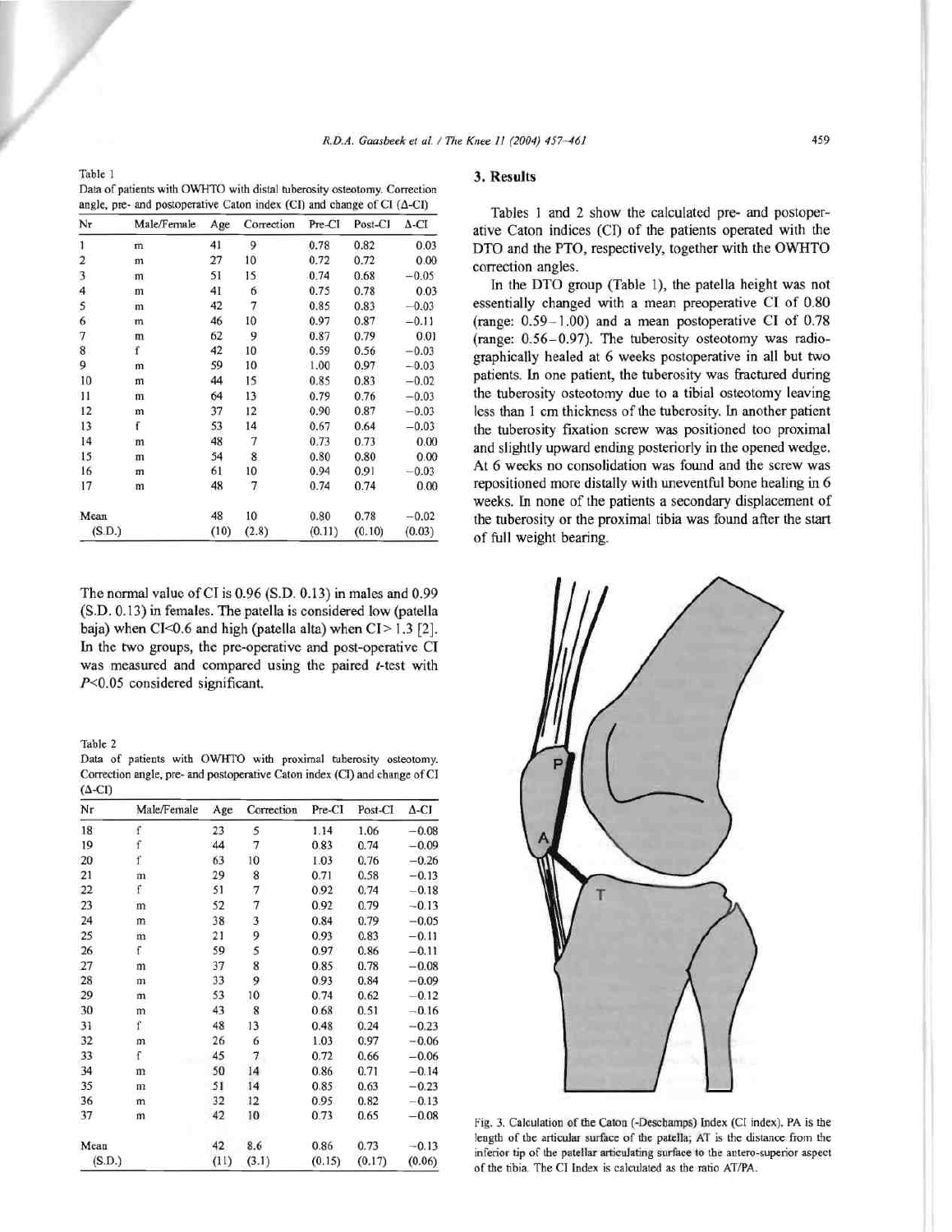Table 1
Data of patients with OWHTO with distal tuberosity osteotomy. Correction angle, pre- and postoperative Caton index (CI) and change of CI (Δ-CI)

| Nr | Male/Female | Age | Correction | Pre-CI | Post-CI | Δ-CI |
|---|---|---|---|---|---|---|
| 1 | m | 41 | 9 | 0.78 | 0.82 | 0.03 |
| 2 | m | 27 | 10 | 0.72 | 0.72 | 0.00 |
| 3 | m | 51 | 15 | 0.74 | 0.68 | −0.05 |
| 4 | m | 41 | 6 | 0.75 | 0.78 | 0.03 |
| 5 | m | 42 | 7 | 0.85 | 0.83 | −0.03 |
| 6 | m | 46 | 10 | 0.97 | 0.87 | −0.11 |
| 7 | m | 62 | 9 | 0.87 | 0.79 | 0.01 |
| 8 | f | 42 | 10 | 0.59 | 0.56 | −0.03 |
| 9 | m | 59 | 10 | 1.00 | 0.97 | −0.03 |
| 10 | m | 44 | 15 | 0.85 | 0.83 | −0.02 |
| 11 | m | 64 | 13 | 0.79 | 0.76 | −0.03 |
| 12 | m | 37 | 12 | 0.90 | 0.87 | −0.03 |
| 13 | f | 53 | 14 | 0.67 | 0.64 | −0.03 |
| 14 | m | 48 | 7 | 0.73 | 0.73 | 0.00 |
| 15 | m | 54 | 8 | 0.80 | 0.80 | 0.00 |
| 16 | m | 61 | 10 | 0.94 | 0.91 | −0.03 |
| 17 | m | 48 | 7 | 0.74 | 0.74 | 0.00 |
| Mean | | 48 | 10 | 0.80 | 0.78 | −0.02 |
| (S.D.) | | (10) | (2.8) | (0.11) | (0.10) | (0.03) |

The normal value of CI is 0.96 (S.D. 0.13) in males and 0.99 (S.D. 0.13) in females. The patella is considered low (patella baja) when CI<0.6 and high (patella alta) when CI>1.3 [2]. In the two groups, the pre-operative and post-operative CI was measured and compared using the paired *t*-test with $P<0.05$ considered significant.

Table 2
Data of patients with OWHTO with proximal tuberosity osteotomy. Correction angle, pre- and postoperative Caton index (CI) and change of CI (Δ-CI)

| Nr | Male/Female | Age | Correction | Pre-CI | Post-CI | Δ-CI |
|---|---|---|---|---|---|---|
| 18 | f | 23 | 5 | 1.14 | 1.06 | −0.08 |
| 19 | f | 44 | 7 | 0.83 | 0.74 | −0.09 |
| 20 | f | 63 | 10 | 1.03 | 0.76 | −0.26 |
| 21 | m | 29 | 8 | 0.71 | 0.58 | −0.13 |
| 22 | f | 51 | 7 | 0.92 | 0.74 | −0.18 |
| 23 | m | 52 | 7 | 0.92 | 0.79 | −0.13 |
| 24 | m | 38 | 3 | 0.84 | 0.79 | −0.05 |
| 25 | m | 21 | 9 | 0.93 | 0.83 | −0.11 |
| 26 | f | 59 | 5 | 0.97 | 0.86 | −0.11 |
| 27 | m | 37 | 8 | 0.85 | 0.78 | −0.08 |
| 28 | m | 33 | 9 | 0.93 | 0.84 | −0.09 |
| 29 | m | 53 | 10 | 0.74 | 0.62 | −0.12 |
| 30 | m | 43 | 8 | 0.68 | 0.51 | −0.16 |
| 31 | f | 48 | 13 | 0.48 | 0.24 | −0.23 |
| 32 | m | 26 | 6 | 1.03 | 0.97 | −0.06 |
| 33 | f | 45 | 7 | 0.72 | 0.66 | −0.06 |
| 34 | m | 50 | 14 | 0.86 | 0.71 | −0.14 |
| 35 | m | 51 | 14 | 0.85 | 0.63 | −0.23 |
| 36 | m | 32 | 12 | 0.95 | 0.82 | −0.13 |
| 37 | m | 42 | 10 | 0.73 | 0.65 | −0.08 |
| Mean | | 42 | 8.6 | 0.86 | 0.73 | −0.13 |
| (S.D.) | | (11) | (3.1) | (0.15) | (0.17) | (0.06) |

## 3. Results

Tables 1 and 2 show the calculated pre- and postoperative Caton indices (CI) of the patients operated with the DTO and the PTO, respectively, together with the OWHTO correction angles.

In the DTO group (Table 1), the patella height was not essentially changed with a mean preoperative CI of 0.80 (range: 0.59–1.00) and a mean postoperative CI of 0.78 (range: 0.56–0.97). The tuberosity osteotomy was radiographically healed at 6 weeks postoperative in all but two patients. In one patient, the tuberosity was fractured during the tuberosity osteotomy due to a tibial osteotomy leaving less than 1 cm thickness of the tuberosity. In another patient the tuberosity fixation screw was positioned too proximal and slightly upward ending posteriorly in the opened wedge. At 6 weeks no consolidation was found and the screw was repositioned more distally with uneventful bone healing in 6 weeks. In none of the patients a secondary displacement of the tuberosity or the proximal tibia was found after the start of full weight bearing.

Fig. 3. Calculation of the Caton (-Deschamps) Index (CI index). PA is the length of the articular surface of the patella; AT is the distance from the inferior tip of the patellar articulating surface to the antero-superior aspect of the tibia. The CI Index is calculated as the ratio AT/PA.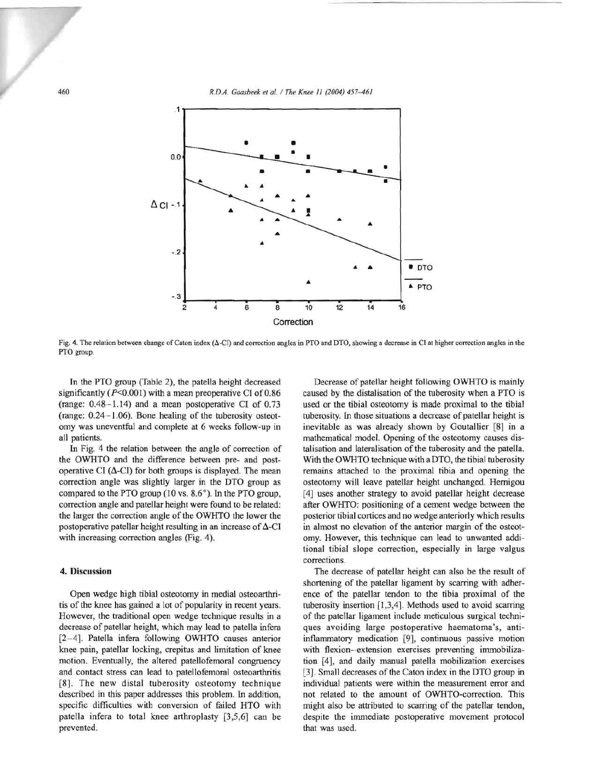Fig. 4. The relation between change of Caton index (Δ-CI) and correction angles in PTO and DTO, showing a decrease in CI at higher correction angles in the PTO group.

In the PTO group (Table 2), the patella height decreased significantly ($P<0.001$) with a mean preoperative CI of 0.86 (range: 0.48–1.14) and a mean postoperative CI of 0.73 (range: 0.24–1.06). Bone healing of the tuberosity osteotomy was uneventful and complete at 6 weeks follow-up in all patients.

In Fig. 4 the relation between the angle of correction of the OWHTO and the difference between pre- and postoperative CI (Δ-CI) for both groups is displayed. The mean correction angle was slightly larger in the DTO group as compared to the PTO group (10 vs. 8.6°). In the PTO group, correction angle and patellar height were found to be related: the larger the correction angle of the OWHTO the lower the postoperative patellar height resulting in an increase of Δ-CI with increasing correction angles (Fig. 4).

## 4. Discussion

Open wedge high tibial osteotomy in medial osteoarthritis of the knee has gained a lot of popularity in recent years. However, the traditional open wedge technique results in a decrease of patellar height, which may lead to patella infera [2–4]. Patella infera following OWHTO causes anterior knee pain, patellar locking, crepitus and limitation of knee motion. Eventually, the altered patellofemoral congruency and contact stress can lead to patellofemoral osteoarthritis [8]. The new distal tuberosity osteotomy technique described in this paper addresses this problem. In addition, specific difficulties with conversion of failed HTO with patella infera to total knee arthroplasty [3,5,6] can be prevented.

Decrease of patellar height following OWHTO is mainly caused by the distalisation of the tuberosity when a PTO is used or the tibial osteotomy is made proximal to the tibial tuberosity. In those situations a decrease of patellar height is inevitable as was already shown by Goutallier [8] in a mathematical model. Opening of the osteotomy causes distalisation and lateralisation of the tuberosity and the patella. With the OWHTO technique with a DTO, the tibial tuberosity remains attached to the proximal tibia and opening the osteotomy will leave patellar height unchanged. Hernigou [4] uses another strategy to avoid patellar height decrease after OWHTO: positioning of a cement wedge between the posterior tibial cortices and no wedge anteriorly which results in almost no elevation of the anterior margin of the osteotomy. However, this technique can lead to unwanted additional tibial slope correction, especially in large valgus corrections.

The decrease of patellar height can also be the result of shortening of the patellar ligament by scarring with adherence of the patellar tendon to the tibia proximal of the tuberosity insertion [1,3,4]. Methods used to avoid scarring of the patellar ligament include meticulous surgical techniques avoiding large postoperative haematoma's, anti-inflammatory medication [9], continuous passive motion with flexion–extension exercises preventing immobilization [4], and daily manual patella mobilization exercises [3]. Small decreases of the Caton index in the DTO group in individual patients were within the measurement error and not related to the amount of OWHTO-correction. This might also be attributed to scarring of the patellar tendon, despite the immediate postoperative movement protocol that was used.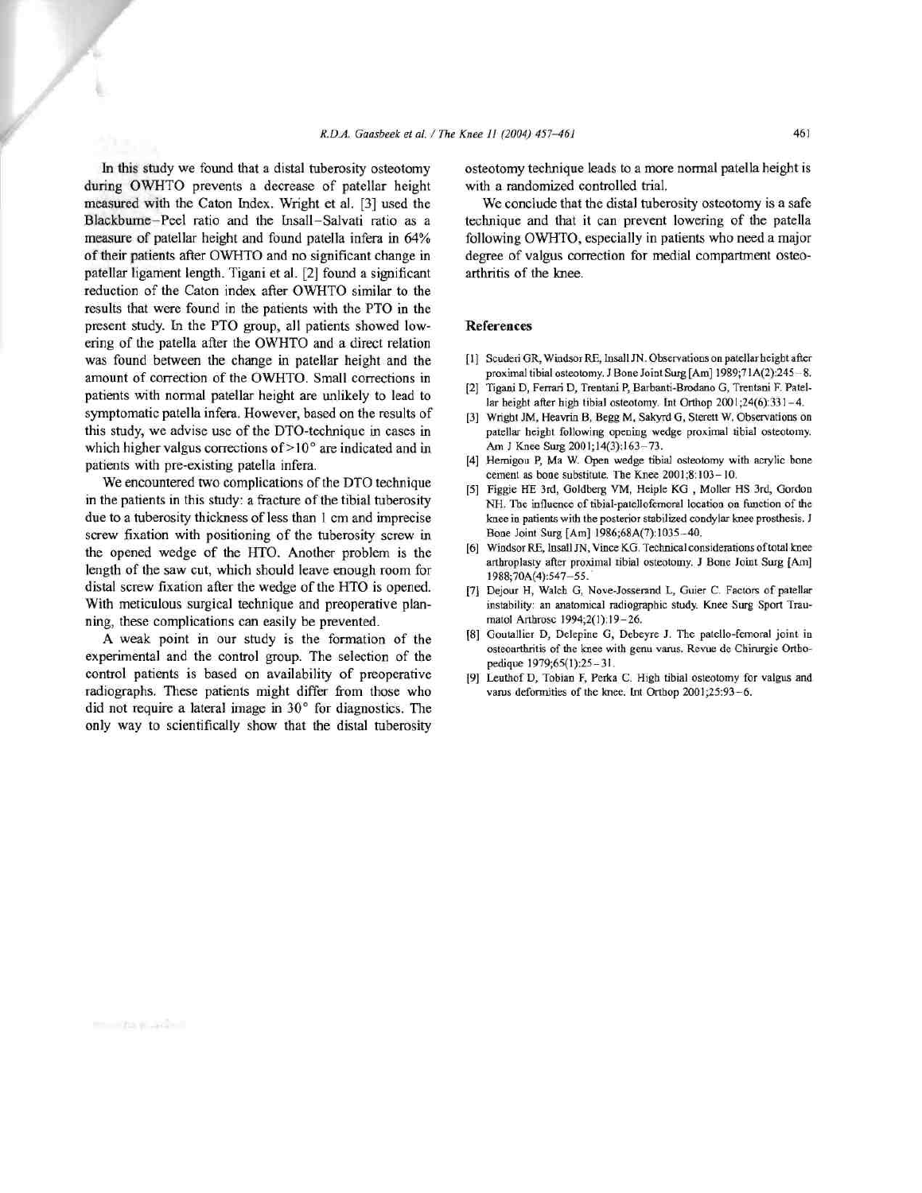In this study we found that a distal tuberosity osteotomy during OWHTO prevents a decrease of patellar height measured with the Caton Index. Wright et al. [3] used the Blackburne–Peel ratio and the Insall–Salvati ratio as a measure of patellar height and found patella infera in 64% of their patients after OWHTO and no significant change in patellar ligament length. Tigani et al. [2] found a significant reduction of the Caton index after OWHTO similar to the results that were found in the patients with the PTO in the present study. In the PTO group, all patients showed lowering of the patella after the OWHTO and a direct relation was found between the change in patellar height and the amount of correction of the OWHTO. Small corrections in patients with normal patellar height are unlikely to lead to symptomatic patella infera. However, based on the results of this study, we advise use of the DTO-technique in cases in which higher valgus corrections of >10° are indicated and in patients with pre-existing patella infera.

We encountered two complications of the DTO technique in the patients in this study: a fracture of the tibial tuberosity due to a tuberosity thickness of less than 1 cm and imprecise screw fixation with positioning of the tuberosity screw in the opened wedge of the HTO. Another problem is the length of the saw cut, which should leave enough room for distal screw fixation after the wedge of the HTO is opened. With meticulous surgical technique and preoperative planning, these complications can easily be prevented.

A weak point in our study is the formation of the experimental and the control group. The selection of the control patients is based on availability of preoperative radiographs. These patients might differ from those who did not require a lateral image in 30° for diagnostics. The only way to scientifically show that the distal tuberosity osteotomy technique leads to a more normal patella height is with a randomized controlled trial.

We conclude that the distal tuberosity osteotomy is a safe technique and that it can prevent lowering of the patella following OWHTO, especially in patients who need a major degree of valgus correction for medial compartment osteoarthritis of the knee.

## References

[1] Scuderi GR, Windsor RE, Insall JN. Observations on patellar height after proximal tibial osteotomy. J Bone Joint Surg [Am] 1989;71A(2):245–8.

[2] Tigani D, Ferrari D, Trentani P, Barbanti-Brodano G, Trentani F. Patellar height after high tibial osteotomy. Int Orthop 2001;24(6):331–4.

[3] Wright JM, Heavrin B, Begg M, Sakyrd G, Sterett W. Observations on patellar height following opening wedge proximal tibial osteotomy. Am J Knee Surg 2001;14(3):163–73.

[4] Hernigou P, Ma W. Open wedge tibial osteotomy with acrylic bone cement as bone substitute. The Knee 2001;8:103–10.

[5] Figgie HE 3rd, Goldberg VM, Heiple KG, Moller HS 3rd, Gordon NH. The influence of tibial-patellofemoral location on function of the knee in patients with the posterior stabilized condylar knee prosthesis. J Bone Joint Surg [Am] 1986;68A(7):1035–40.

[6] Windsor RE, Insall JN, Vince KG. Technical considerations of total knee arthroplasty after proximal tibial osteotomy. J Bone Joint Surg [Am] 1988;70A(4):547–55.

[7] Dejour H, Walch G, Nove-Josserand L, Guier C. Factors of patellar instability: an anatomical radiographic study. Knee Surg Sport Traumatol Arthrosc 1994;2(1):19–26.

[8] Goutallier D, Delepine G, Debeyre J. The patello-femoral joint in osteoarthritis of the knee with genu varus. Revue de Chirurgie Orthopedique 1979;65(1):25–31.

[9] Leuthof D, Tobian F, Perka C. High tibial osteotomy for valgus and varus deformities of the knee. Int Orthop 2001;25:93–6.